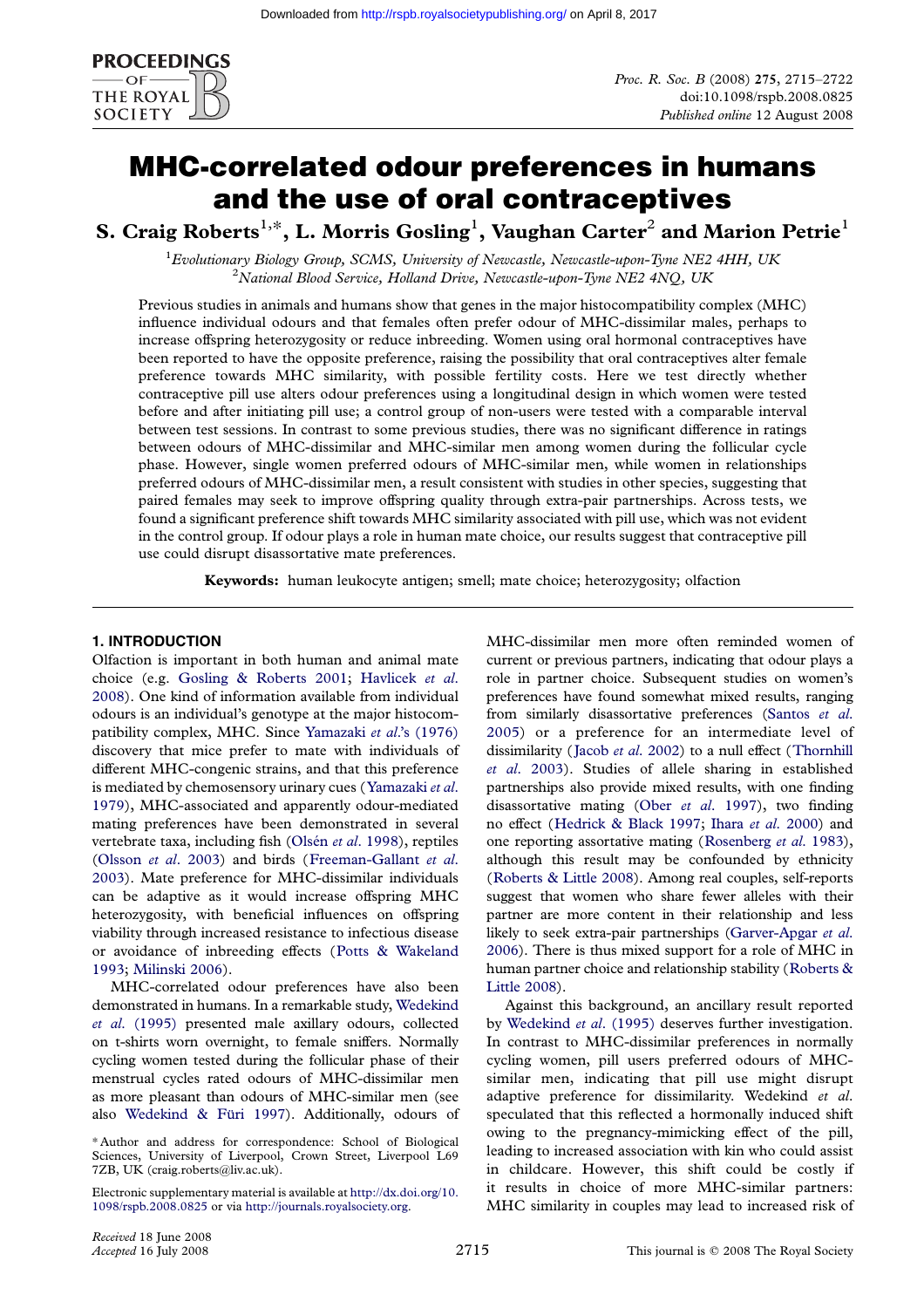# MHC-correlated odour preferences in humans and the use of oral contraceptives

**S. Craig Roberts[1,*], L. Morris Gosling[1], Vaughan Carter[2] and Marion Petrie[1]**

[1]Evolutionary Biology Group, SCMS, University of Newcastle, Newcastle-upon-Tyne NE2 4HH, UK
[2]National Blood Service, Holland Drive, Newcastle-upon-Tyne NE2 4NQ, UK

Previous studies in animals and humans show that genes in the major histocompatibility complex (MHC) influence individual odours and that females often prefer odour of MHC-dissimilar males, perhaps to increase offspring heterozygosity or reduce inbreeding. Women using oral hormonal contraceptives have been reported to have the opposite preference, raising the possibility that oral contraceptives alter female preference towards MHC similarity, with possible fertility costs. Here we test directly whether contraceptive pill use alters odour preferences using a longitudinal design in which women were tested before and after initiating pill use; a control group of non-users were tested with a comparable interval between test sessions. In contrast to some previous studies, there was no significant difference in ratings between odours of MHC-dissimilar and MHC-similar men among women during the follicular cycle phase. However, single women preferred odours of MHC-similar men, while women in relationships preferred odours of MHC-dissimilar men, a result consistent with studies in other species, suggesting that paired females may seek to improve offspring quality through extra-pair partnerships. Across tests, we found a significant preference shift towards MHC similarity associated with pill use, which was not evident in the control group. If odour plays a role in human mate choice, our results suggest that contraceptive pill use could disrupt disassortative mate preferences.

**Keywords:** human leukocyte antigen; smell; mate choice; heterozygosity; olfaction

## 1. INTRODUCTION

Olfaction is important in both human and animal mate choice (e.g. Gosling & Roberts 2001; Havlicek *et al.* 2008). One kind of information available from individual odours is an individual's genotype at the major histocompatibility complex, MHC. Since Yamazaki *et al*.'s (1976) discovery that mice prefer to mate with individuals of different MHC-congenic strains, and that this preference is mediated by chemosensory urinary cues (Yamazaki *et al.* 1979), MHC-associated and apparently odour-mediated mating preferences have been demonstrated in several vertebrate taxa, including fish (Olsén *et al.* 1998), reptiles (Olsson *et al.* 2003) and birds (Freeman-Gallant *et al.* 2003). Mate preference for MHC-dissimilar individuals can be adaptive as it would increase offspring MHC heterozygosity, with beneficial influences on offspring viability through increased resistance to infectious disease or avoidance of inbreeding effects (Potts & Wakeland 1993; Milinski 2006).

MHC-correlated odour preferences have also been demonstrated in humans. In a remarkable study, Wedekind *et al.* (1995) presented male axillary odours, collected on t-shirts worn overnight, to female sniffers. Normally cycling women tested during the follicular phase of their menstrual cycles rated odours of MHC-dissimilar men as more pleasant than odours of MHC-similar men (see also Wedekind & Füri 1997). Additionally, odours of MHC-dissimilar men more often reminded women of current or previous partners, indicating that odour plays a role in partner choice. Subsequent studies on women's preferences have found somewhat mixed results, ranging from similarly disassortative preferences (Santos *et al.* 2005) or a preference for an intermediate level of dissimilarity (Jacob *et al.* 2002) to a null effect (Thornhill *et al.* 2003). Studies of allele sharing in established partnerships also provide mixed results, with one finding disassortative mating (Ober *et al.* 1997), two finding no effect (Hedrick & Black 1997; Ihara *et al.* 2000) and one reporting assortative mating (Rosenberg *et al.* 1983), although this result may be confounded by ethnicity (Roberts & Little 2008). Among real couples, self-reports suggest that women who share fewer alleles with their partner are more content in their relationship and less likely to seek extra-pair partnerships (Garver-Apgar *et al.* 2006). There is thus mixed support for a role of MHC in human partner choice and relationship stability (Roberts & Little 2008).

Against this background, an ancillary result reported by Wedekind *et al.* (1995) deserves further investigation. In contrast to MHC-dissimilar preferences in normally cycling women, pill users preferred odours of MHC-similar men, indicating that pill use might disrupt adaptive preference for dissimilarity. Wedekind *et al.* speculated that this reflected a hormonally induced shift owing to the pregnancy-mimicking effect of the pill, leading to increased association with kin who could assist in childcare. However, this shift could be costly if it results in choice of more MHC-similar partners: MHC similarity in couples may lead to increased risk of

*Author and address for correspondence: School of Biological Sciences, University of Liverpool, Crown Street, Liverpool L69 7ZB, UK (craig.roberts@liv.ac.uk).

Electronic supplementary material is available at http://dx.doi.org/10.1098/rspb.2008.0825 or via http://journals.royalsociety.org.

*Received* 18 June 2008
*Accepted* 16 July 2008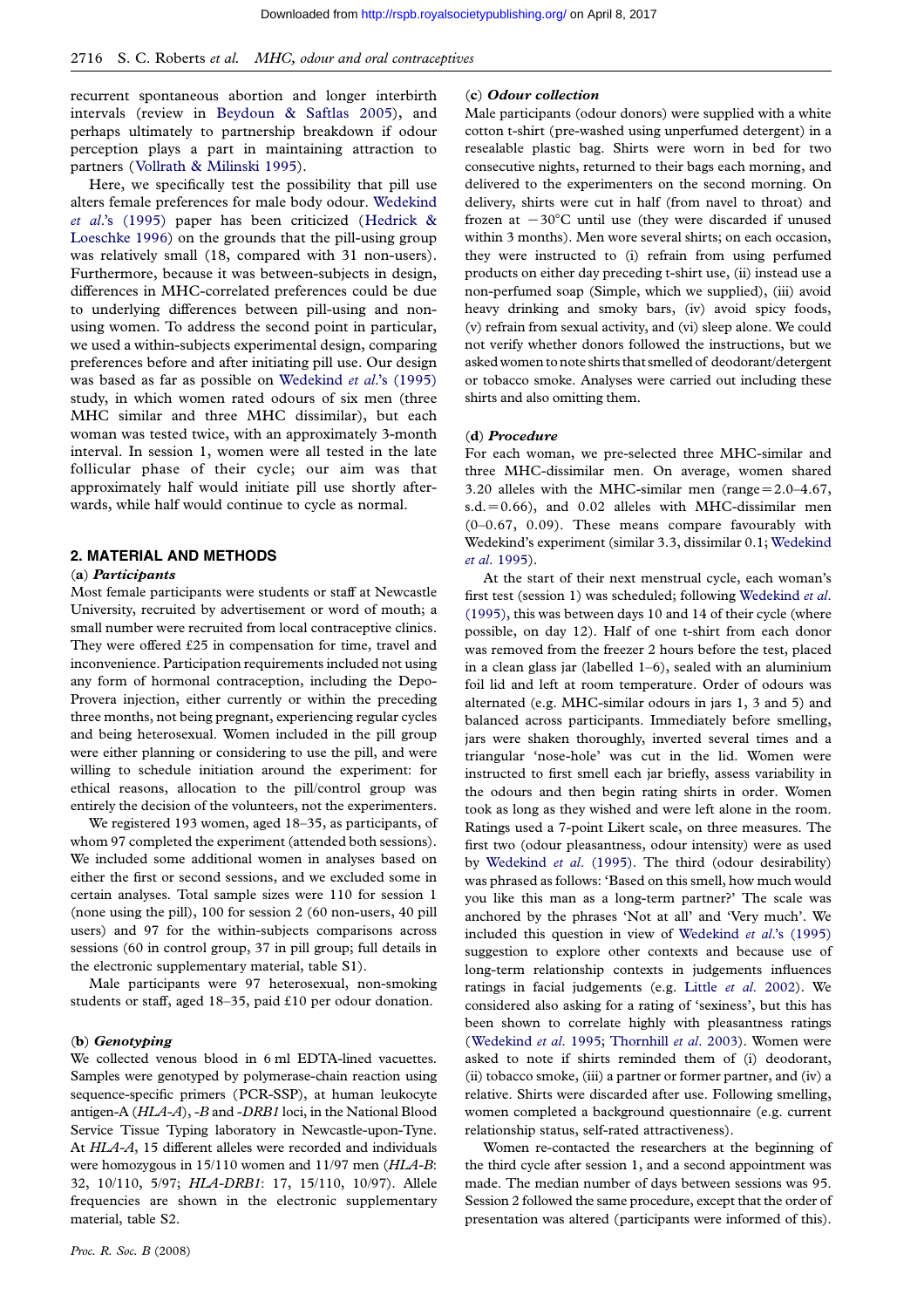recurrent spontaneous abortion and longer interbirth intervals (review in Beydoun & Saftlas 2005), and perhaps ultimately to partnership breakdown if odour perception plays a part in maintaining attraction to partners (Vollrath & Milinski 1995).

Here, we specifically test the possibility that pill use alters female preferences for male body odour. Wedekind *et al*.'s (1995) paper has been criticized (Hedrick & Loeschke 1996) on the grounds that the pill-using group was relatively small (18, compared with 31 non-users). Furthermore, because it was between-subjects in design, differences in MHC-correlated preferences could be due to underlying differences between pill-using and non-using women. To address the second point in particular, we used a within-subjects experimental design, comparing preferences before and after initiating pill use. Our design was based as far as possible on Wedekind *et al*.'s (1995) study, in which women rated odours of six men (three MHC similar and three MHC dissimilar), but each woman was tested twice, with an approximately 3-month interval. In session 1, women were all tested in the late follicular phase of their cycle; our aim was that approximately half would initiate pill use shortly afterwards, while half would continue to cycle as normal.

## 2. MATERIAL AND METHODS

### (a) *Participants*

Most female participants were students or staff at Newcastle University, recruited by advertisement or word of mouth; a small number were recruited from local contraceptive clinics. They were offered £25 in compensation for time, travel and inconvenience. Participation requirements included not using any form of hormonal contraception, including the Depo-Provera injection, either currently or within the preceding three months, not being pregnant, experiencing regular cycles and being heterosexual. Women included in the pill group were either planning or considering to use the pill, and were willing to schedule initiation around the experiment: for ethical reasons, allocation to the pill/control group was entirely the decision of the volunteers, not the experimenters.

We registered 193 women, aged 18–35, as participants, of whom 97 completed the experiment (attended both sessions). We included some additional women in analyses based on either the first or second sessions, and we excluded some in certain analyses. Total sample sizes were 110 for session 1 (none using the pill), 100 for session 2 (60 non-users, 40 pill users) and 97 for the within-subjects comparisons across sessions (60 in control group, 37 in pill group; full details in the electronic supplementary material, table S1).

Male participants were 97 heterosexual, non-smoking students or staff, aged 18–35, paid £10 per odour donation.

### (b) *Genotyping*

We collected venous blood in 6 ml EDTA-lined vacuettes. Samples were genotyped by polymerase-chain reaction using sequence-specific primers (PCR-SSP), at human leukocyte antigen-A (*HLA-A*), *-B* and *-DRB1* loci, in the National Blood Service Tissue Typing laboratory in Newcastle-upon-Tyne. At *HLA-A*, 15 different alleles were recorded and individuals were homozygous in 15/110 women and 11/97 men (*HLA-B*: 32, 10/110, 5/97; *HLA-DRB1*: 17, 15/110, 10/97). Allele frequencies are shown in the electronic supplementary material, table S2.

### (c) *Odour collection*

Male participants (odour donors) were supplied with a white cotton t-shirt (pre-washed using unperfumed detergent) in a resealable plastic bag. Shirts were worn in bed for two consecutive nights, returned to their bags each morning, and delivered to the experimenters on the second morning. On delivery, shirts were cut in half (from navel to throat) and frozen at $-30°C$ until use (they were discarded if unused within 3 months). Men wore several shirts; on each occasion, they were instructed to (i) refrain from using perfumed products on either day preceding t-shirt use, (ii) instead use a non-perfumed soap (Simple, which we supplied), (iii) avoid heavy drinking and smoky bars, (iv) avoid spicy foods, (v) refrain from sexual activity, and (vi) sleep alone. We could not verify whether donors followed the instructions, but we asked women to note shirts that smelled of deodorant/detergent or tobacco smoke. Analyses were carried out including these shirts and also omitting them.

### (d) *Procedure*

For each woman, we pre-selected three MHC-similar and three MHC-dissimilar men. On average, women shared 3.20 alleles with the MHC-similar men (range = 2.0–4.67, s.d. = 0.66), and 0.02 alleles with MHC-dissimilar men (0–0.67, 0.09). These means compare favourably with Wedekind's experiment (similar 3.3, dissimilar 0.1; Wedekind *et al*. 1995).

At the start of their next menstrual cycle, each woman's first test (session 1) was scheduled; following Wedekind *et al*. (1995), this was between days 10 and 14 of their cycle (where possible, on day 12). Half of one t-shirt from each donor was removed from the freezer 2 hours before the test, placed in a clean glass jar (labelled 1–6), sealed with an aluminium foil lid and left at room temperature. Order of odours was alternated (e.g. MHC-similar odours in jars 1, 3 and 5) and balanced across participants. Immediately before smelling, jars were shaken thoroughly, inverted several times and a triangular 'nose-hole' was cut in the lid. Women were instructed to first smell each jar briefly, assess variability in the odours and then begin rating shirts in order. Women took as long as they wished and were left alone in the room. Ratings used a 7-point Likert scale, on three measures. The first two (odour pleasantness, odour intensity) were as used by Wedekind *et al*. (1995). The third (odour desirability) was phrased as follows: 'Based on this smell, how much would you like this man as a long-term partner?' The scale was anchored by the phrases 'Not at all' and 'Very much'. We included this question in view of Wedekind *et al*.'s (1995) suggestion to explore other contexts and because use of long-term relationship contexts in judgements influences ratings in facial judgements (e.g. Little *et al*. 2002). We considered also asking for a rating of 'sexiness', but this has been shown to correlate highly with pleasantness ratings (Wedekind *et al*. 1995; Thornhill *et al*. 2003). Women were asked to note if shirts reminded them of (i) deodorant, (ii) tobacco smoke, (iii) a partner or former partner, and (iv) a relative. Shirts were discarded after use. Following smelling, women completed a background questionnaire (e.g. current relationship status, self-rated attractiveness).

Women re-contacted the researchers at the beginning of the third cycle after session 1, and a second appointment was made. The median number of days between sessions was 95. Session 2 followed the same procedure, except that the order of presentation was altered (participants were informed of this).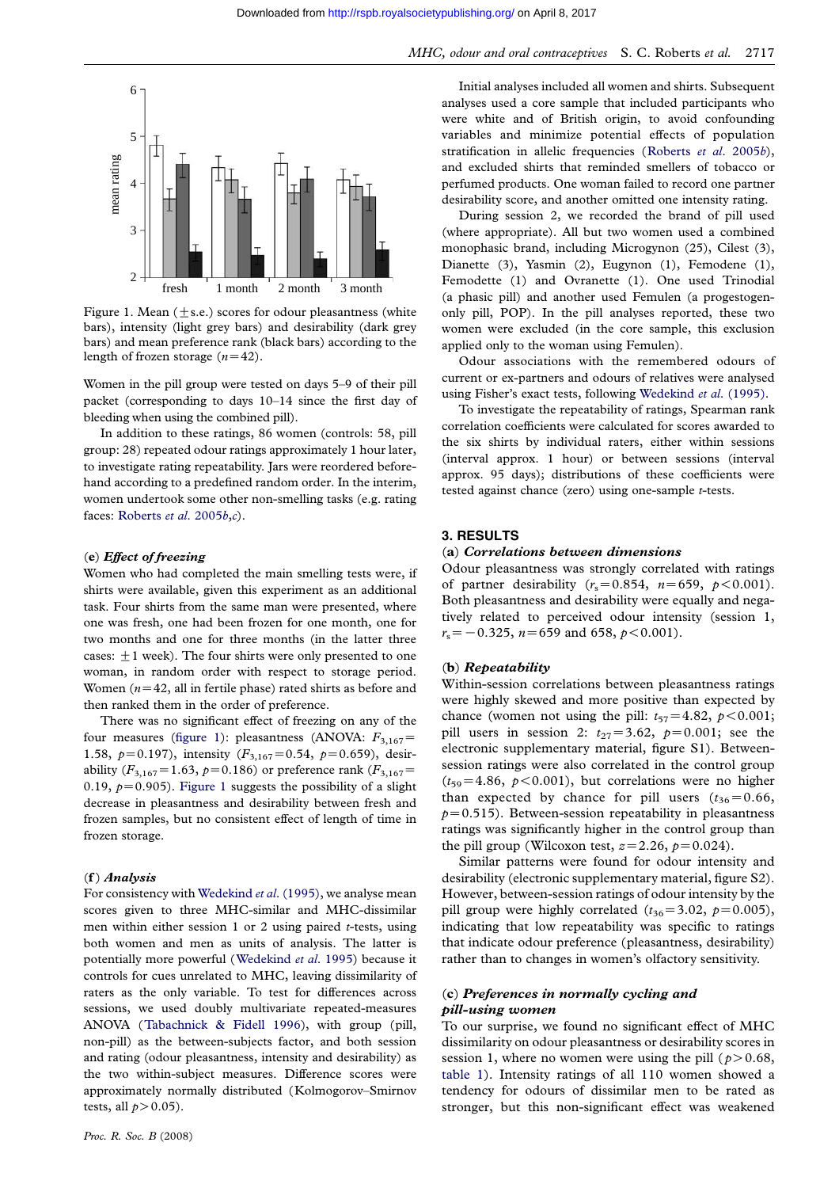Figure 1. Mean (±s.e.) scores for odour pleasantness (white bars), intensity (light grey bars) and desirability (dark grey bars) and mean preference rank (black bars) according to the length of frozen storage ($n=42$).

Women in the pill group were tested on days 5–9 of their pill packet (corresponding to days 10–14 since the first day of bleeding when using the combined pill).

In addition to these ratings, 86 women (controls: 58, pill group: 28) repeated odour ratings approximately 1 hour later, to investigate rating repeatability. Jars were reordered beforehand according to a predefined random order. In the interim, women undertook some other non-smelling tasks (e.g. rating faces: Roberts *et al.* 2005*b*,*c*).

### (e) *Effect of freezing*

Women who had completed the main smelling tests were, if shirts were available, given this experiment as an additional task. Four shirts from the same man were presented, where one was fresh, one had been frozen for one month, one for two months and one for three months (in the latter three cases: ±1 week). The four shirts were only presented to one woman, in random order with respect to storage period. Women ($n=42$, all in fertile phase) rated shirts as before and then ranked them in the order of preference.

There was no significant effect of freezing on any of the four measures (figure 1): pleasantness (ANOVA: $F_{3,167}=1.58$, $p=0.197$), intensity ($F_{3,167}=0.54$, $p=0.659$), desirability ($F_{3,167}=1.63$, $p=0.186$) or preference rank ($F_{3,167}=0.19$, $p=0.905$). Figure 1 suggests the possibility of a slight decrease in pleasantness and desirability between fresh and frozen samples, but no consistent effect of length of time in frozen storage.

### (f) *Analysis*

For consistency with Wedekind *et al.* (1995), we analyse mean scores given to three MHC-similar and MHC-dissimilar men within either session 1 or 2 using paired *t*-tests, using both women and men as units of analysis. The latter is potentially more powerful (Wedekind *et al.* 1995) because it controls for cues unrelated to MHC, leaving dissimilarity of raters as the only variable. To test for differences across sessions, we used doubly multivariate repeated-measures ANOVA (Tabachnick & Fidell 1996), with group (pill, non-pill) as the between-subjects factor, and both session and rating (odour pleasantness, intensity and desirability) as the two within-subject measures. Difference scores were approximately normally distributed (Kolmogorov–Smirnov tests, all $p>0.05$).

Initial analyses included all women and shirts. Subsequent analyses used a core sample that included participants who were white and of British origin, to avoid confounding variables and minimize potential effects of population stratification in allelic frequencies (Roberts *et al.* 2005*b*), and excluded shirts that reminded smellers of tobacco or perfumed products. One woman failed to record one partner desirability score, and another omitted one intensity rating.

During session 2, we recorded the brand of pill used (where appropriate). All but two women used a combined monophasic brand, including Microgynon (25), Cilest (3), Dianette (3), Yasmin (2), Eugynon (1), Femodene (1), Femodette (1) and Ovranette (1). One used Trinodial (a phasic pill) and another used Femulen (a progestogen-only pill, POP). In the pill analyses reported, these two women were excluded (in the core sample, this exclusion applied only to the woman using Femulen).

Odour associations with the remembered odours of current or ex-partners and odours of relatives were analysed using Fisher's exact tests, following Wedekind *et al.* (1995).

To investigate the repeatability of ratings, Spearman rank correlation coefficients were calculated for scores awarded to the six shirts by individual raters, either within sessions (interval approx. 1 hour) or between sessions (interval approx. 95 days); distributions of these coefficients were tested against chance (zero) using one-sample *t*-tests.

## 3. RESULTS

### (a) *Correlations between dimensions*

Odour pleasantness was strongly correlated with ratings of partner desirability ($r_s=0.854$, $n=659$, $p<0.001$). Both pleasantness and desirability were equally and negatively related to perceived odour intensity (session 1, $r_s=-0.325$, $n=659$ and 658, $p<0.001$).

### (b) *Repeatability*

Within-session correlations between pleasantness ratings were highly skewed and more positive than expected by chance (women not using the pill: $t_{57}=4.82$, $p<0.001$; pill users in session 2: $t_{27}=3.62$, $p=0.001$; see the electronic supplementary material, figure S1). Between-session ratings were also correlated in the control group ($t_{59}=4.86$, $p<0.001$), but correlations were no higher than expected by chance for pill users ($t_{36}=0.66$, $p=0.515$). Between-session repeatability in pleasantness ratings was significantly higher in the control group than the pill group (Wilcoxon test, $z=2.26$, $p=0.024$).

Similar patterns were found for odour intensity and desirability (electronic supplementary material, figure S2). However, between-session ratings of odour intensity by the pill group were highly correlated ($t_{36}=3.02$, $p=0.005$), indicating that low repeatability was specific to ratings that indicate odour preference (pleasantness, desirability) rather than to changes in women's olfactory sensitivity.

### (c) *Preferences in normally cycling and pill-using women*

To our surprise, we found no significant effect of MHC dissimilarity on odour pleasantness or desirability scores in session 1, where no women were using the pill ($p>0.68$, table 1). Intensity ratings of all 110 women showed a tendency for odours of dissimilar men to be rated as stronger, but this non-significant effect was weakened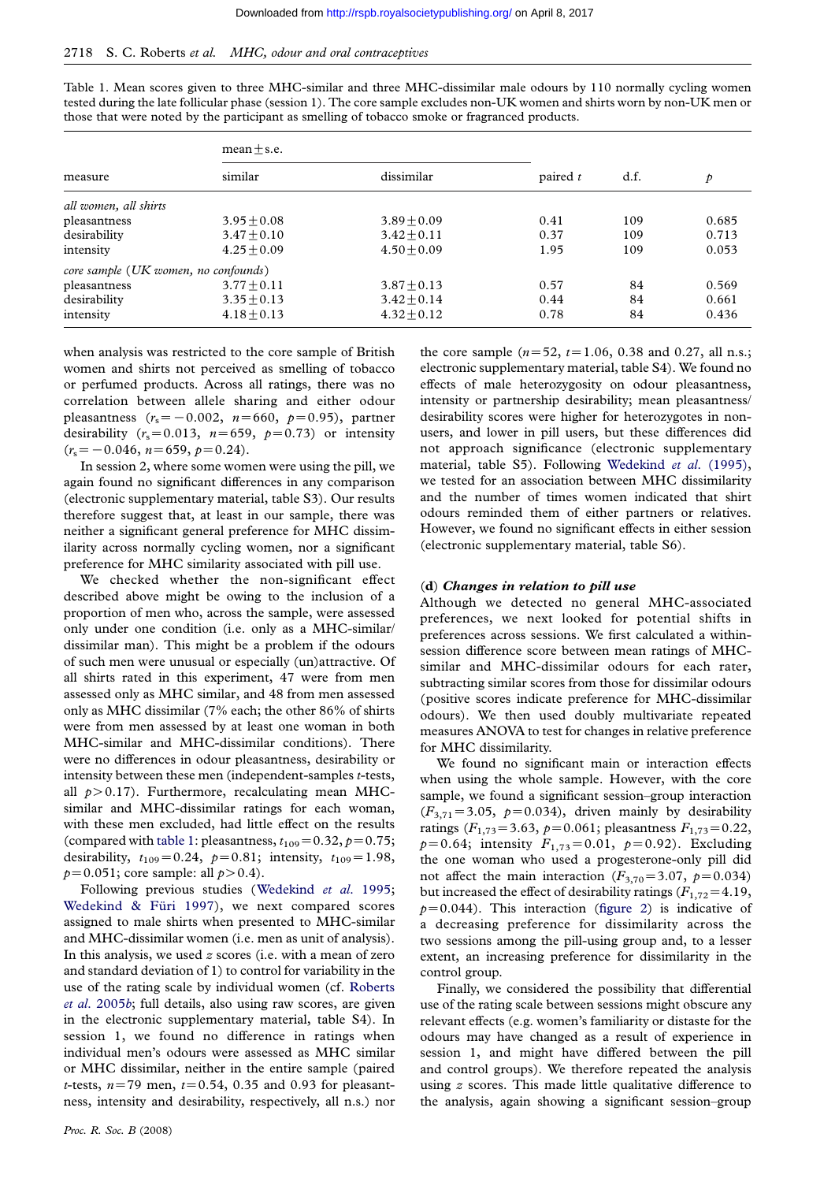Table 1. Mean scores given to three MHC-similar and three MHC-dissimilar male odours by 110 normally cycling women tested during the late follicular phase (session 1). The core sample excludes non-UK women and shirts worn by non-UK men or those that were noted by the participant as smelling of tobacco smoke or fragranced products.

| measure | mean ± s.e. | | paired $t$ | d.f. | $p$ |
|---|---|---|---|---|---|
| | similar | dissimilar | | | |
| *all women, all shirts* | | | | | |
| pleasantness | $3.95 \pm 0.08$ | $3.89 \pm 0.09$ | 0.41 | 109 | 0.685 |
| desirability | $3.47 \pm 0.10$ | $3.42 \pm 0.11$ | 0.37 | 109 | 0.713 |
| intensity | $4.25 \pm 0.09$ | $4.50 \pm 0.09$ | 1.95 | 109 | 0.053 |
| *core sample (UK women, no confounds)* | | | | | |
| pleasantness | $3.77 \pm 0.11$ | $3.87 \pm 0.13$ | 0.57 | 84 | 0.569 |
| desirability | $3.35 \pm 0.13$ | $3.42 \pm 0.14$ | 0.44 | 84 | 0.661 |
| intensity | $4.18 \pm 0.13$ | $4.32 \pm 0.12$ | 0.78 | 84 | 0.436 |

when analysis was restricted to the core sample of British women and shirts not perceived as smelling of tobacco or perfumed products. Across all ratings, there was no correlation between allele sharing and either odour pleasantness ($r_s = -0.002$, $n = 660$, $p = 0.95$), partner desirability ($r_s = 0.013$, $n = 659$, $p = 0.73$) or intensity ($r_s = -0.046$, $n = 659$, $p = 0.24$).

In session 2, where some women were using the pill, we again found no significant differences in any comparison (electronic supplementary material, table S3). Our results therefore suggest that, at least in our sample, there was neither a significant general preference for MHC dissimilarity across normally cycling women, nor a significant preference for MHC similarity associated with pill use.

We checked whether the non-significant effect described above might be owing to the inclusion of a proportion of men who, across the sample, were assessed only under one condition (i.e. only as a MHC-similar/dissimilar man). This might be a problem if the odours of such men were unusual or especially (un)attractive. Of all shirts rated in this experiment, 47 were from men assessed only as MHC similar, and 48 from men assessed only as MHC dissimilar (7% each; the other 86% of shirts were from men assessed by at least one woman in both MHC-similar and MHC-dissimilar conditions). There were no differences in odour pleasantness, desirability or intensity between these men (independent-samples $t$-tests, all $p > 0.17$). Furthermore, recalculating mean MHC-similar and MHC-dissimilar ratings for each woman, with these men excluded, had little effect on the results (compared with table 1: pleasantness, $t_{109} = 0.32$, $p = 0.75$; desirability, $t_{109} = 0.24$, $p = 0.81$; intensity, $t_{109} = 1.98$, $p = 0.051$; core sample: all $p > 0.4$).

Following previous studies (Wedekind *et al.* 1995; Wedekind & Füri 1997), we next compared scores assigned to male shirts when presented to MHC-similar and MHC-dissimilar women (i.e. men as unit of analysis). In this analysis, we used $z$ scores (i.e. with a mean of zero and standard deviation of 1) to control for variability in the use of the rating scale by individual women (cf. Roberts *et al.* 2005*b*; full details, also using raw scores, are given in the electronic supplementary material, table S4). In session 1, we found no difference in ratings when individual men's odours were assessed as MHC similar or MHC dissimilar, neither in the entire sample (paired $t$-tests, $n = 79$ men, $t = 0.54$, 0.35 and 0.93 for pleasantness, intensity and desirability, respectively, all n.s.) nor the core sample ($n = 52$, $t = 1.06$, 0.38 and 0.27, all n.s.; electronic supplementary material, table S4). We found no effects of male heterozygosity on odour pleasantness, intensity or partnership desirability; mean pleasantness/desirability scores were higher for heterozygotes in non-users, and lower in pill users, but these differences did not approach significance (electronic supplementary material, table S5). Following Wedekind *et al.* (1995), we tested for an association between MHC dissimilarity and the number of times women indicated that shirt odours reminded them of either partners or relatives. However, we found no significant effects in either session (electronic supplementary material, table S6).

### (d) *Changes in relation to pill use*

Although we detected no general MHC-associated preferences, we next looked for potential shifts in preferences across sessions. We first calculated a within-session difference score between mean ratings of MHC-similar and MHC-dissimilar odours for each rater, subtracting similar scores from those for dissimilar odours (positive scores indicate preference for MHC-dissimilar odours). We then used doubly multivariate repeated measures ANOVA to test for changes in relative preference for MHC dissimilarity.

We found no significant main or interaction effects when using the whole sample. However, with the core sample, we found a significant session–group interaction ($F_{3,71} = 3.05$, $p = 0.034$), driven mainly by desirability ratings ($F_{1,73} = 3.63$, $p = 0.061$; pleasantness $F_{1,73} = 0.22$, $p = 0.64$; intensity $F_{1,73} = 0.01$, $p = 0.92$). Excluding the one woman who used a progesterone-only pill did not affect the main interaction ($F_{3,70} = 3.07$, $p = 0.034$) but increased the effect of desirability ratings ($F_{1,72} = 4.19$, $p = 0.044$). This interaction (figure 2) is indicative of a decreasing preference for dissimilarity across the two sessions among the pill-using group and, to a lesser extent, an increasing preference for dissimilarity in the control group.

Finally, we considered the possibility that differential use of the rating scale between sessions might obscure any relevant effects (e.g. women's familiarity or distaste for the odours may have changed as a result of experience in session 1, and might have differed between the pill and control groups). We therefore repeated the analysis using $z$ scores. This made little qualitative difference to the analysis, again showing a significant session–group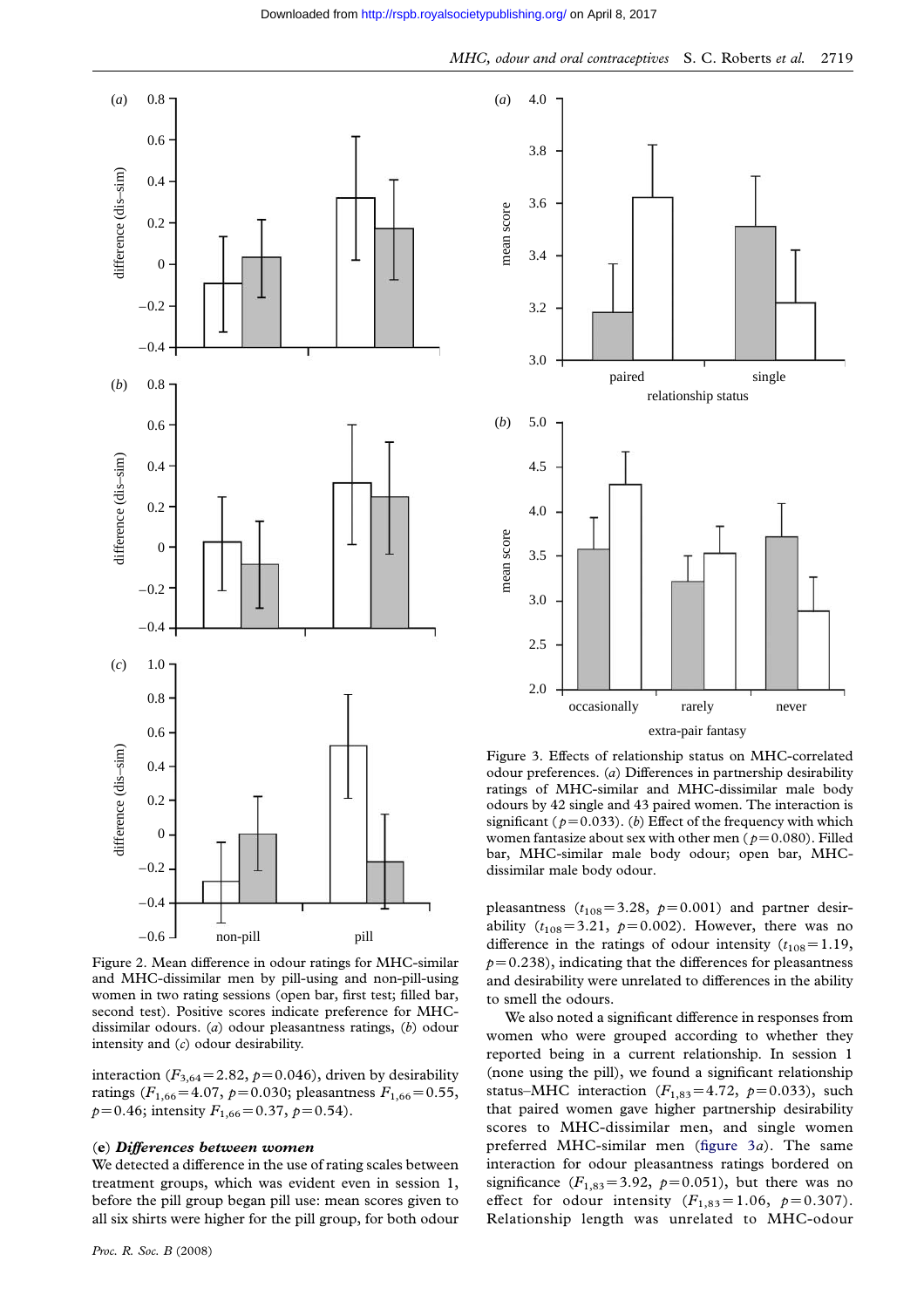Figure 2. Mean difference in odour ratings for MHC-similar and MHC-dissimilar men by pill-using and non-pill-using women in two rating sessions (open bar, first test; filled bar, second test). Positive scores indicate preference for MHC-dissimilar odours. (*a*) odour pleasantness ratings, (*b*) odour intensity and (*c*) odour desirability.

interaction ($F_{3,64}=2.82$, $p=0.046$), driven by desirability ratings ($F_{1,66}=4.07$, $p=0.030$; pleasantness $F_{1,66}=0.55$, $p=0.46$; intensity $F_{1,66}=0.37$, $p=0.54$).

### (e) *Differences between women*

We detected a difference in the use of rating scales between treatment groups, which was evident even in session 1, before the pill group began pill use: mean scores given to all six shirts were higher for the pill group, for both odour pleasantness ($t_{108}=3.28$, $p=0.001$) and partner desirability ($t_{108}=3.21$, $p=0.002$). However, there was no difference in the ratings of odour intensity ($t_{108}=1.19$, $p=0.238$), indicating that the differences for pleasantness and desirability were unrelated to differences in the ability to smell the odours.

Figure 3. Effects of relationship status on MHC-correlated odour preferences. (*a*) Differences in partnership desirability ratings of MHC-similar and MHC-dissimilar male body odours by 42 single and 43 paired women. The interaction is significant ($p=0.033$). (*b*) Effect of the frequency with which women fantasize about sex with other men ($p=0.080$). Filled bar, MHC-similar male body odour; open bar, MHC-dissimilar male body odour.

We also noted a significant difference in responses from women who were grouped according to whether they reported being in a current relationship. In session 1 (none using the pill), we found a significant relationship status–MHC interaction ($F_{1,83}=4.72$, $p=0.033$), such that paired women gave higher partnership desirability scores to MHC-dissimilar men, and single women preferred MHC-similar men (figure 3*a*). The same interaction for odour pleasantness ratings bordered on significance ($F_{1,83}=3.92$, $p=0.051$), but there was no effect for odour intensity ($F_{1,83}=1.06$, $p=0.307$). Relationship length was unrelated to MHC-odour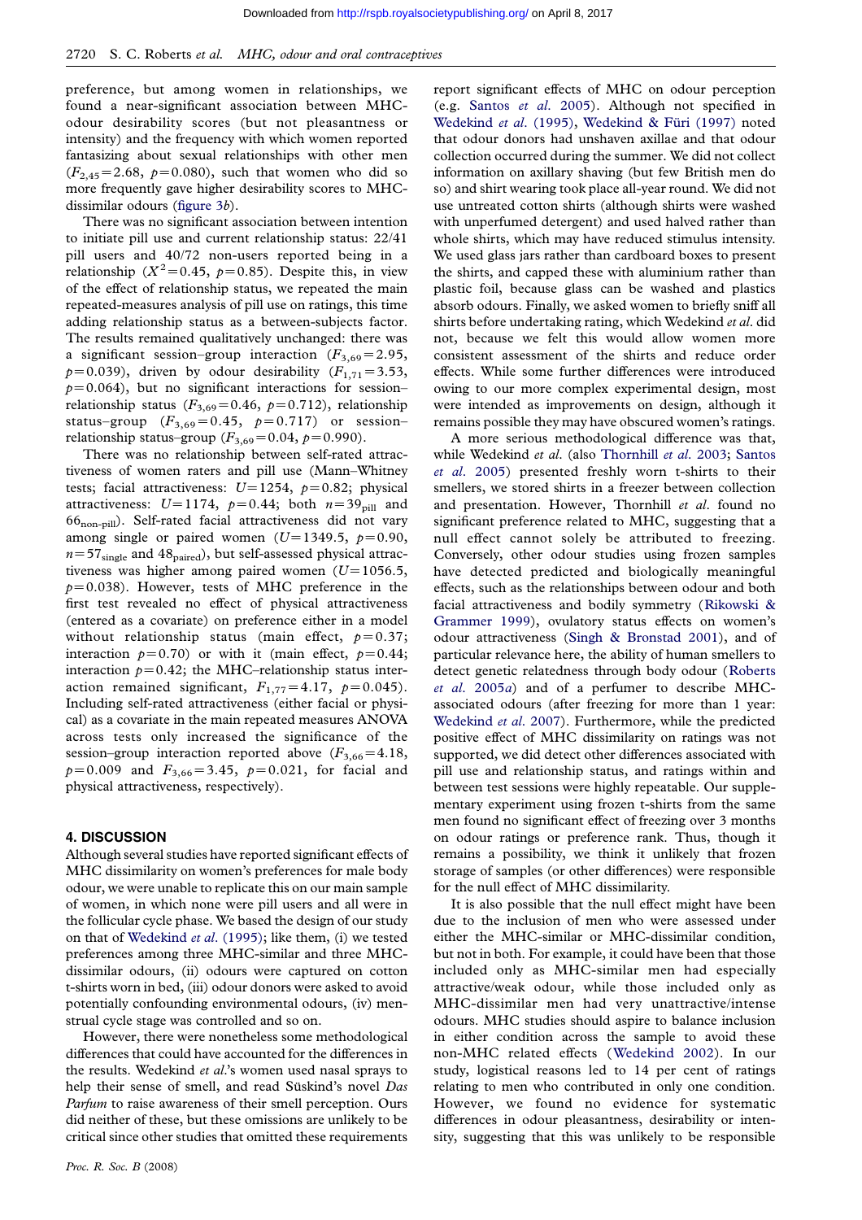preference, but among women in relationships, we found a near-significant association between MHC-odour desirability scores (but not pleasantness or intensity) and the frequency with which women reported fantasizing about sexual relationships with other men ($F_{2,45}=2.68$, $p=0.080$), such that women who did so more frequently gave higher desirability scores to MHC-dissimilar odours (figure 3*b*).

There was no significant association between intention to initiate pill use and current relationship status: 22/41 pill users and 40/72 non-users reported being in a relationship ($X^2=0.45$, $p=0.85$). Despite this, in view of the effect of relationship status, we repeated the main repeated-measures analysis of pill use on ratings, this time adding relationship status as a between-subjects factor. The results remained qualitatively unchanged: there was a significant session–group interaction ($F_{3,69}=2.95$, $p=0.039$), driven by odour desirability ($F_{1,71}=3.53$, $p=0.064$), but no significant interactions for session–relationship status ($F_{3,69}=0.46$, $p=0.712$), relationship status–group ($F_{3,69}=0.45$, $p=0.717$) or session–relationship status–group ($F_{3,69}=0.04$, $p=0.990$).

There was no relationship between self-rated attractiveness of women raters and pill use (Mann–Whitney tests; facial attractiveness: $U=1254$, $p=0.82$; physical attractiveness: $U=1174$, $p=0.44$; both $n=39_{\text{pill}}$ and $66_{\text{non-pill}}$). Self-rated facial attractiveness did not vary among single or paired women ($U=1349.5$, $p=0.90$, $n=57_{\text{single}}$ and $48_{\text{paired}}$), but self-assessed physical attractiveness was higher among paired women ($U=1056.5$, $p=0.038$). However, tests of MHC preference in the first test revealed no effect of physical attractiveness (entered as a covariate) on preference either in a model without relationship status (main effect, $p=0.37$; interaction $p=0.70$) or with it (main effect, $p=0.44$; interaction $p=0.42$; the MHC–relationship status interaction remained significant, $F_{1,77}=4.17$, $p=0.045$). Including self-rated attractiveness (either facial or physical) as a covariate in the main repeated measures ANOVA across tests only increased the significance of the session–group interaction reported above ($F_{3,66}=4.18$, $p=0.009$ and $F_{3,66}=3.45$, $p=0.021$, for facial and physical attractiveness, respectively).

## 4. DISCUSSION

Although several studies have reported significant effects of MHC dissimilarity on women's preferences for male body odour, we were unable to replicate this on our main sample of women, in which none were pill users and all were in the follicular cycle phase. We based the design of our study on that of Wedekind *et al.* (1995); like them, (i) we tested preferences among three MHC-similar and three MHC-dissimilar odours, (ii) odours were captured on cotton t-shirts worn in bed, (iii) odour donors were asked to avoid potentially confounding environmental odours, (iv) menstrual cycle stage was controlled and so on.

However, there were nonetheless some methodological differences that could have accounted for the differences in the results. Wedekind *et al.*'s women used nasal sprays to help their sense of smell, and read Süskind's novel *Das Parfum* to raise awareness of their smell perception. Ours did neither of these, but these omissions are unlikely to be critical since other studies that omitted these requirements report significant effects of MHC on odour perception (e.g. Santos *et al.* 2005). Although not specified in Wedekind *et al.* (1995), Wedekind & Füri (1997) noted that odour donors had unshaven axillae and that odour collection occurred during the summer. We did not collect information on axillary shaving (but few British men do so) and shirt wearing took place all-year round. We did not use untreated cotton shirts (although shirts were washed with unperfumed detergent) and used halved rather than whole shirts, which may have reduced stimulus intensity. We used glass jars rather than cardboard boxes to present the shirts, and capped these with aluminium rather than plastic foil, because glass can be washed and plastics absorb odours. Finally, we asked women to briefly sniff all shirts before undertaking rating, which Wedekind *et al.* did not, because we felt this would allow women more consistent assessment of the shirts and reduce order effects. While some further differences were introduced owing to our more complex experimental design, most were intended as improvements on design, although it remains possible they may have obscured women's ratings.

A more serious methodological difference was that, while Wedekind *et al.* (also Thornhill *et al.* 2003; Santos *et al.* 2005) presented freshly worn t-shirts to their smellers, we stored shirts in a freezer between collection and presentation. However, Thornhill *et al.* found no significant preference related to MHC, suggesting that a null effect cannot solely be attributed to freezing. Conversely, other odour studies using frozen samples have detected predicted and biologically meaningful effects, such as the relationships between odour and both facial attractiveness and bodily symmetry (Rikowski & Grammer 1999), ovulatory status effects on women's odour attractiveness (Singh & Bronstad 2001), and of particular relevance here, the ability of human smellers to detect genetic relatedness through body odour (Roberts *et al.* 2005*a*) and of a perfumer to describe MHC-associated odours (after freezing for more than 1 year: Wedekind *et al.* 2007). Furthermore, while the predicted positive effect of MHC dissimilarity on ratings was not supported, we did detect other differences associated with pill use and relationship status, and ratings within and between test sessions were highly repeatable. Our supplementary experiment using frozen t-shirts from the same men found no significant effect of freezing over 3 months on odour ratings or preference rank. Thus, though it remains a possibility, we think it unlikely that frozen storage of samples (or other differences) were responsible for the null effect of MHC dissimilarity.

It is also possible that the null effect might have been due to the inclusion of men who were assessed under either the MHC-similar or MHC-dissimilar condition, but not in both. For example, it could have been that those included only as MHC-similar men had especially attractive/weak odour, while those included only as MHC-dissimilar men had very unattractive/intense odours. MHC studies should aspire to balance inclusion in either condition across the sample to avoid these non-MHC related effects (Wedekind 2002). In our study, logistical reasons led to 14 per cent of ratings relating to men who contributed in only one condition. However, we found no evidence for systematic differences in odour pleasantness, desirability or intensity, suggesting that this was unlikely to be responsible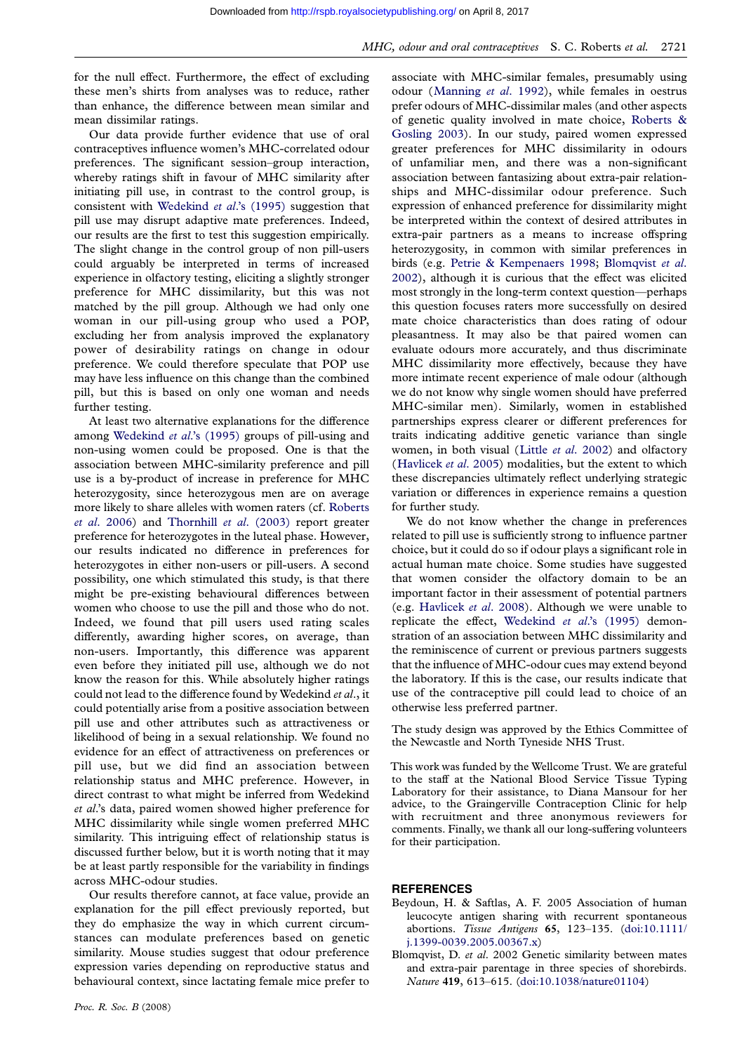for the null effect. Furthermore, the effect of excluding these men's shirts from analyses was to reduce, rather than enhance, the difference between mean similar and mean dissimilar ratings.

Our data provide further evidence that use of oral contraceptives influence women's MHC-correlated odour preferences. The significant session–group interaction, whereby ratings shift in favour of MHC similarity after initiating pill use, in contrast to the control group, is consistent with Wedekind *et al*.'s (1995) suggestion that pill use may disrupt adaptive mate preferences. Indeed, our results are the first to test this suggestion empirically. The slight change in the control group of non pill-users could arguably be interpreted in terms of increased experience in olfactory testing, eliciting a slightly stronger preference for MHC dissimilarity, but this was not matched by the pill group. Although we had only one woman in our pill-using group who used a POP, excluding her from analysis improved the explanatory power of desirability ratings on change in odour preference. We could therefore speculate that POP use may have less influence on this change than the combined pill, but this is based on only one woman and needs further testing.

At least two alternative explanations for the difference among Wedekind *et al*.'s (1995) groups of pill-using and non-using women could be proposed. One is that the association between MHC-similarity preference and pill use is a by-product of increase in preference for MHC heterozygosity, since heterozygous men are on average more likely to share alleles with women raters (cf. Roberts *et al*. 2006) and Thornhill *et al*. (2003) report greater preference for heterozygotes in the luteal phase. However, our results indicated no difference in preferences for heterozygotes in either non-users or pill-users. A second possibility, one which stimulated this study, is that there might be pre-existing behavioural differences between women who choose to use the pill and those who do not. Indeed, we found that pill users used rating scales differently, awarding higher scores, on average, than non-users. Importantly, this difference was apparent even before they initiated pill use, although we do not know the reason for this. While absolutely higher ratings could not lead to the difference found by Wedekind *et al*., it could potentially arise from a positive association between pill use and other attributes such as attractiveness or likelihood of being in a sexual relationship. We found no evidence for an effect of attractiveness on preferences or pill use, but we did find an association between relationship status and MHC preference. However, in direct contrast to what might be inferred from Wedekind *et al*.'s data, paired women showed higher preference for MHC dissimilarity while single women preferred MHC similarity. This intriguing effect of relationship status is discussed further below, but it is worth noting that it may be at least partly responsible for the variability in findings across MHC-odour studies.

Our results therefore cannot, at face value, provide an explanation for the pill effect previously reported, but they do emphasize the way in which current circumstances can modulate preferences based on genetic similarity. Mouse studies suggest that odour preference expression varies depending on reproductive status and behavioural context, since lactating female mice prefer to associate with MHC-similar females, presumably using odour (Manning *et al*. 1992), while females in oestrus prefer odours of MHC-dissimilar males (and other aspects of genetic quality involved in mate choice, Roberts & Gosling 2003). In our study, paired women expressed greater preferences for MHC dissimilarity in odours of unfamiliar men, and there was a non-significant association between fantasizing about extra-pair relationships and MHC-dissimilar odour preference. Such expression of enhanced preference for dissimilarity might be interpreted within the context of desired attributes in extra-pair partners as a means to increase offspring heterozygosity, in common with similar preferences in birds (e.g. Petrie & Kempenaers 1998; Blomqvist *et al*. 2002), although it is curious that the effect was elicited most strongly in the long-term context question—perhaps this question focuses raters more successfully on desired mate choice characteristics than does rating of odour pleasantness. It may also be that paired women can evaluate odours more accurately, and thus discriminate MHC dissimilarity more effectively, because they have more intimate recent experience of male odour (although we do not know why single women should have preferred MHC-similar men). Similarly, women in established partnerships express clearer or different preferences for traits indicating additive genetic variance than single women, in both visual (Little *et al*. 2002) and olfactory (Havlicek *et al*. 2005) modalities, but the extent to which these discrepancies ultimately reflect underlying strategic variation or differences in experience remains a question for further study.

We do not know whether the change in preferences related to pill use is sufficiently strong to influence partner choice, but it could do so if odour plays a significant role in actual human mate choice. Some studies have suggested that women consider the olfactory domain to be an important factor in their assessment of potential partners (e.g. Havlicek *et al*. 2008). Although we were unable to replicate the effect, Wedekind *et al*.'s (1995) demonstration of an association between MHC dissimilarity and the reminiscence of current or previous partners suggests that the influence of MHC-odour cues may extend beyond the laboratory. If this is the case, our results indicate that use of the contraceptive pill could lead to choice of an otherwise less preferred partner.

The study design was approved by the Ethics Committee of the Newcastle and North Tyneside NHS Trust.

This work was funded by the Wellcome Trust. We are grateful to the staff at the National Blood Service Tissue Typing Laboratory for their assistance, to Diana Mansour for her advice, to the Graingerville Contraception Clinic for help with recruitment and three anonymous reviewers for comments. Finally, we thank all our long-suffering volunteers for their participation.

## REFERENCES

Beydoun, H. & Saftlas, A. F. 2005 Association of human leucocyte antigen sharing with recurrent spontaneous abortions. *Tissue Antigens* **65**, 123–135. (doi:10.1111/j.1399-0039.2005.00367.x)

Blomqvist, D. *et al*. 2002 Genetic similarity between mates and extra-pair parentage in three species of shorebirds. *Nature* **419**, 613–615. (doi:10.1038/nature01104)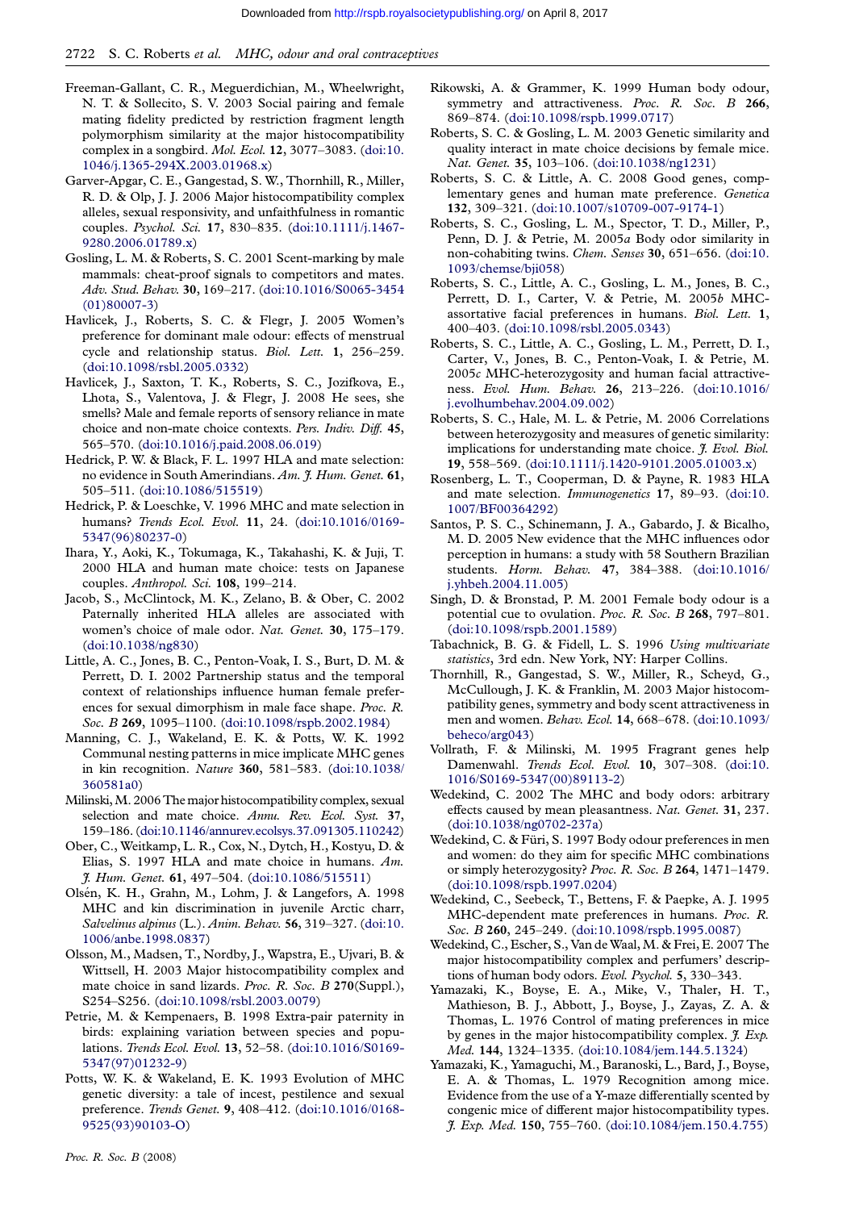Freeman-Gallant, C. R., Meguerdichian, M., Wheelwright, N. T. & Sollecito, S. V. 2003 Social pairing and female mating fidelity predicted by restriction fragment length polymorphism similarity at the major histocompatibility complex in a songbird. *Mol. Ecol.* **12**, 3077–3083. (doi:10.1046/j.1365-294X.2003.01968.x)

Garver-Apgar, C. E., Gangestad, S. W., Thornhill, R., Miller, R. D. & Olp, J. J. 2006 Major histocompatibility complex alleles, sexual responsivity, and unfaithfulness in romantic couples. *Psychol. Sci.* **17**, 830–835. (doi:10.1111/j.1467-9280.2006.01789.x)

Gosling, L. M. & Roberts, S. C. 2001 Scent-marking by male mammals: cheat-proof signals to competitors and mates. *Adv. Stud. Behav.* **30**, 169–217. (doi:10.1016/S0065-3454(01)80007-3)

Havlicek, J., Roberts, S. C. & Flegr, J. 2005 Women's preference for dominant male odour: effects of menstrual cycle and relationship status. *Biol. Lett.* **1**, 256–259. (doi:10.1098/rsbl.2005.0332)

Havlicek, J., Saxton, T. K., Roberts, S. C., Jozifkova, E., Lhota, S., Valentova, J. & Flegr, J. 2008 He sees, she smells? Male and female reports of sensory reliance in mate choice and non-mate choice contexts. *Pers. Indiv. Diff.* **45**, 565–570. (doi:10.1016/j.paid.2008.06.019)

Hedrick, P. W. & Black, F. L. 1997 HLA and mate selection: no evidence in South Amerindians. *Am. J. Hum. Genet.* **61**, 505–511. (doi:10.1086/515519)

Hedrick, P. & Loeschke, V. 1996 MHC and mate selection in humans? *Trends Ecol. Evol.* **11**, 24. (doi:10.1016/0169-5347(96)80237-0)

Ihara, Y., Aoki, K., Tokumaga, K., Takahashi, K. & Juji, T. 2000 HLA and human mate choice: tests on Japanese couples. *Anthropol. Sci.* **108**, 199–214.

Jacob, S., McClintock, M. K., Zelano, B. & Ober, C. 2002 Paternally inherited HLA alleles are associated with women's choice of male odor. *Nat. Genet.* **30**, 175–179. (doi:10.1038/ng830)

Little, A. C., Jones, B. C., Penton-Voak, I. S., Burt, D. M. & Perrett, D. I. 2002 Partnership status and the temporal context of relationships influence human female preferences for sexual dimorphism in male face shape. *Proc. R. Soc. B* **269**, 1095–1100. (doi:10.1098/rspb.2002.1984)

Manning, C. J., Wakeland, E. K. & Potts, W. K. 1992 Communal nesting patterns in mice implicate MHC genes in kin recognition. *Nature* **360**, 581–583. (doi:10.1038/360581a0)

Milinski, M. 2006 The major histocompatibility complex, sexual selection and mate choice. *Annu. Rev. Ecol. Syst.* **37**, 159–186. (doi:10.1146/annurev.ecolsys.37.091305.110242)

Ober, C., Weitkamp, L. R., Cox, N., Dytch, H., Kostyu, D. & Elias, S. 1997 HLA and mate choice in humans. *Am. J. Hum. Genet.* **61**, 497–504. (doi:10.1086/515511)

Olsén, K. H., Grahn, M., Lohm, J. & Langefors, A. 1998 MHC and kin discrimination in juvenile Arctic charr, *Salvelinus alpinus* (L.). *Anim. Behav.* **56**, 319–327. (doi:10.1006/anbe.1998.0837)

Olsson, M., Madsen, T., Nordby, J., Wapstra, E., Ujvari, B. & Wittsell, H. 2003 Major histocompatibility complex and mate choice in sand lizards. *Proc. R. Soc. B* **270**(Suppl.), S254–S256. (doi:10.1098/rsbl.2003.0079)

Petrie, M. & Kempenaers, B. 1998 Extra-pair paternity in birds: explaining variation between species and populations. *Trends Ecol. Evol.* **13**, 52–58. (doi:10.1016/S0169-5347(97)01232-9)

Potts, W. K. & Wakeland, E. K. 1993 Evolution of MHC genetic diversity: a tale of incest, pestilence and sexual preference. *Trends Genet.* **9**, 408–412. (doi:10.1016/0168-9525(93)90103-O)

Rikowski, A. & Grammer, K. 1999 Human body odour, symmetry and attractiveness. *Proc. R. Soc. B* **266**, 869–874. (doi:10.1098/rspb.1999.0717)

Roberts, S. C. & Gosling, L. M. 2003 Genetic similarity and quality interact in mate choice decisions by female mice. *Nat. Genet.* **35**, 103–106. (doi:10.1038/ng1231)

Roberts, S. C. & Little, A. C. 2008 Good genes, complementary genes and human mate preference. *Genetica* **132**, 309–321. (doi:10.1007/s10709-007-9174-1)

Roberts, S. C., Gosling, L. M., Spector, T. D., Miller, P., Penn, D. J. & Petrie, M. 2005*a* Body odor similarity in non-cohabiting twins. *Chem. Senses* **30**, 651–656. (doi:10.1093/chemse/bji058)

Roberts, S. C., Little, A. C., Gosling, L. M., Jones, B. C., Perrett, D. I., Carter, V. & Petrie, M. 2005*b* MHC-assortative facial preferences in humans. *Biol. Lett.* **1**, 400–403. (doi:10.1098/rsbl.2005.0343)

Roberts, S. C., Little, A. C., Gosling, L. M., Perrett, D. I., Carter, V., Jones, B. C., Penton-Voak, I. & Petrie, M. 2005*c* MHC-heterozygosity and human facial attractiveness. *Evol. Hum. Behav.* **26**, 213–226. (doi:10.1016/j.evolhumbehav.2004.09.002)

Roberts, S. C., Hale, M. L. & Petrie, M. 2006 Correlations between heterozygosity and measures of genetic similarity: implications for understanding mate choice. *J. Evol. Biol.* **19**, 558–569. (doi:10.1111/j.1420-9101.2005.01003.x)

Rosenberg, L. T., Cooperman, D. & Payne, R. 1983 HLA and mate selection. *Immunogenetics* **17**, 89–93. (doi:10.1007/BF00364292)

Santos, P. S. C., Schinemann, J. A., Gabardo, J. & Bicalho, M. D. 2005 New evidence that the MHC influences odor perception in humans: a study with 58 Southern Brazilian students. *Horm. Behav.* **47**, 384–388. (doi:10.1016/j.yhbeh.2004.11.005)

Singh, D. & Bronstad, P. M. 2001 Female body odour is a potential cue to ovulation. *Proc. R. Soc. B* **268**, 797–801. (doi:10.1098/rspb.2001.1589)

Tabachnick, B. G. & Fidell, L. S. 1996 *Using multivariate statistics*, 3rd edn. New York, NY: Harper Collins.

Thornhill, R., Gangestad, S. W., Miller, R., Scheyd, G., McCullough, J. K. & Franklin, M. 2003 Major histocompatibility genes, symmetry and body scent attractiveness in men and women. *Behav. Ecol.* **14**, 668–678. (doi:10.1093/beheco/arg043)

Vollrath, F. & Milinski, M. 1995 Fragrant genes help Damenwahl. *Trends Ecol. Evol.* **10**, 307–308. (doi:10.1016/S0169-5347(00)89113-2)

Wedekind, C. 2002 The MHC and body odors: arbitrary effects caused by mean pleasantness. *Nat. Genet.* **31**, 237. (doi:10.1038/ng0702-237a)

Wedekind, C. & Füri, S. 1997 Body odour preferences in men and women: do they aim for specific MHC combinations or simply heterozygosity? *Proc. R. Soc. B* **264**, 1471–1479. (doi:10.1098/rspb.1997.0204)

Wedekind, C., Seebeck, T., Bettens, F. & Paepke, A. J. 1995 MHC-dependent mate preferences in humans. *Proc. R. Soc. B* **260**, 245–249. (doi:10.1098/rspb.1995.0087)

Wedekind, C., Escher, S., Van de Waal, M. & Frei, E. 2007 The major histocompatibility complex and perfumers' descriptions of human body odors. *Evol. Psychol.* **5**, 330–343.

Yamazaki, K., Boyse, E. A., Mike, V., Thaler, H. T., Mathieson, B. J., Abbott, J., Boyse, J., Zayas, Z. A. & Thomas, L. 1976 Control of mating preferences in mice by genes in the major histocompatibility complex. *J. Exp. Med.* **144**, 1324–1335. (doi:10.1084/jem.144.5.1324)

Yamazaki, K., Yamaguchi, M., Baranoski, L., Bard, J., Boyse, E. A. & Thomas, L. 1979 Recognition among mice. Evidence from the use of a Y-maze differentially scented by congenic mice of different major histocompatibility types. *J. Exp. Med.* **150**, 755–760. (doi:10.1084/jem.150.4.755)